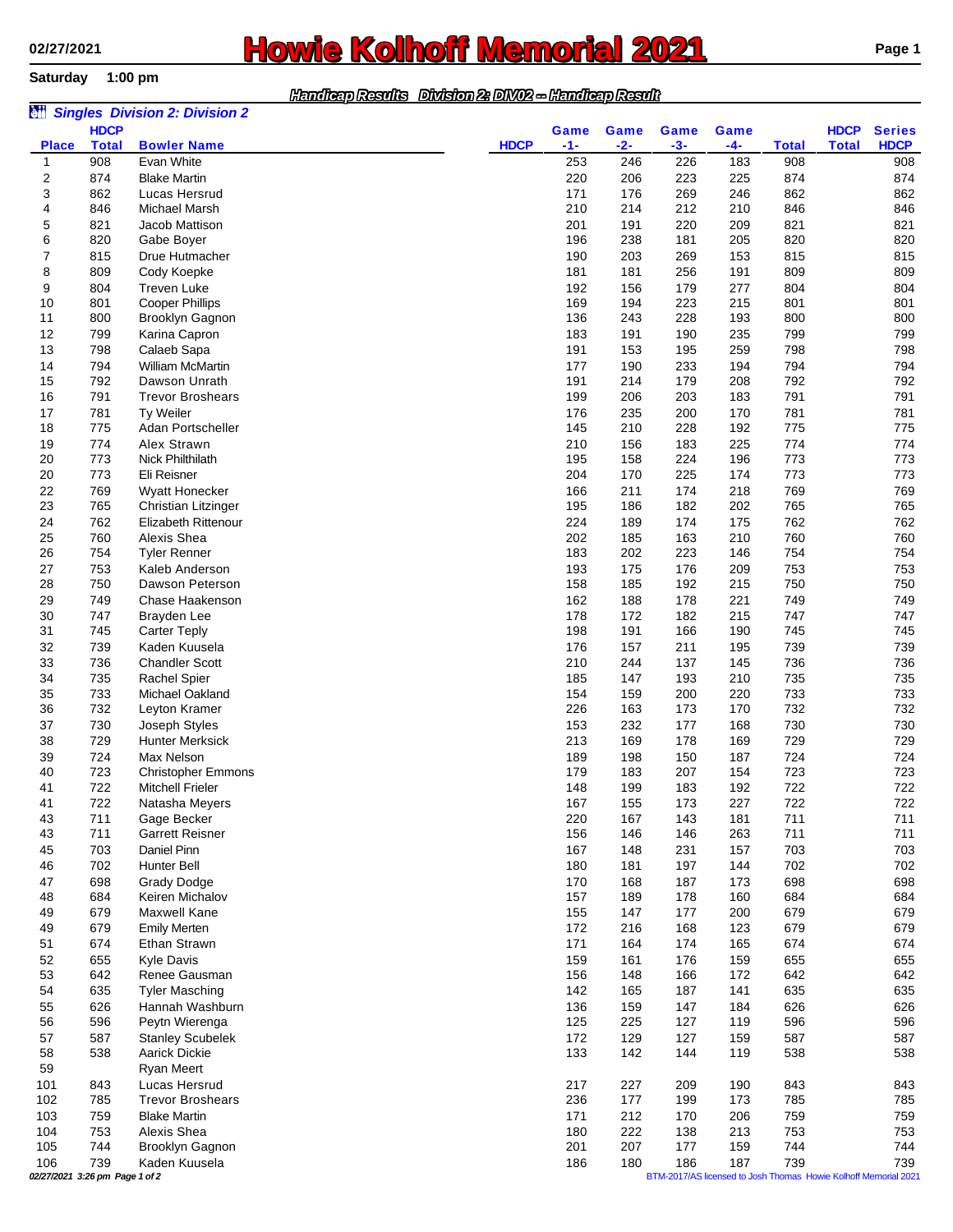# Howie Kolhoff Memorial 2021

02/27/2021

**Saturday** 1:00 pm

***Handicap Results Division 2: DIV02 -- Handicap Result***

## *Singles Division 2: Division 2*

| Place | HDCP Total | Bowler Name | HDCP | Game -1- | Game -2- | Game -3- | Game -4- | Total | HDCP Total | Series HDCP |
|---|---|---|---|---|---|---|---|---|---|---|
| 1 | 908 | Evan White | | 253 | 246 | 226 | 183 | 908 | | 908 |
| 2 | 874 | Blake Martin | | 220 | 206 | 223 | 225 | 874 | | 874 |
| 3 | 862 | Lucas Hersrud | | 171 | 176 | 269 | 246 | 862 | | 862 |
| 4 | 846 | Michael Marsh | | 210 | 214 | 212 | 210 | 846 | | 846 |
| 5 | 821 | Jacob Mattison | | 201 | 191 | 220 | 209 | 821 | | 821 |
| 6 | 820 | Gabe Boyer | | 196 | 238 | 181 | 205 | 820 | | 820 |
| 7 | 815 | Drue Hutmacher | | 190 | 203 | 269 | 153 | 815 | | 815 |
| 8 | 809 | Cody Koepke | | 181 | 181 | 256 | 191 | 809 | | 809 |
| 9 | 804 | Treven Luke | | 192 | 156 | 179 | 277 | 804 | | 804 |
| 10 | 801 | Cooper Phillips | | 169 | 194 | 223 | 215 | 801 | | 801 |
| 11 | 800 | Brooklyn Gagnon | | 136 | 243 | 228 | 193 | 800 | | 800 |
| 12 | 799 | Karina Capron | | 183 | 191 | 190 | 235 | 799 | | 799 |
| 13 | 798 | Calaeb Sapa | | 191 | 153 | 195 | 259 | 798 | | 798 |
| 14 | 794 | William McMartin | | 177 | 190 | 233 | 194 | 794 | | 794 |
| 15 | 792 | Dawson Unrath | | 191 | 214 | 179 | 208 | 792 | | 792 |
| 16 | 791 | Trevor Broshears | | 199 | 206 | 203 | 183 | 791 | | 791 |
| 17 | 781 | Ty Weiler | | 176 | 235 | 200 | 170 | 781 | | 781 |
| 18 | 775 | Adan Portscheller | | 145 | 210 | 228 | 192 | 775 | | 775 |
| 19 | 774 | Alex Strawn | | 210 | 156 | 183 | 225 | 774 | | 774 |
| 20 | 773 | Nick Philthilath | | 195 | 158 | 224 | 196 | 773 | | 773 |
| 20 | 773 | Eli Reisner | | 204 | 170 | 225 | 174 | 773 | | 773 |
| 22 | 769 | Wyatt Honecker | | 166 | 211 | 174 | 218 | 769 | | 769 |
| 23 | 765 | Christian Litzinger | | 195 | 186 | 182 | 202 | 765 | | 765 |
| 24 | 762 | Elizabeth Rittenour | | 224 | 189 | 174 | 175 | 762 | | 762 |
| 25 | 760 | Alexis Shea | | 202 | 185 | 163 | 210 | 760 | | 760 |
| 26 | 754 | Tyler Renner | | 183 | 202 | 223 | 146 | 754 | | 754 |
| 27 | 753 | Kaleb Anderson | | 193 | 175 | 176 | 209 | 753 | | 753 |
| 28 | 750 | Dawson Peterson | | 158 | 185 | 192 | 215 | 750 | | 750 |
| 29 | 749 | Chase Haakenson | | 162 | 188 | 178 | 221 | 749 | | 749 |
| 30 | 747 | Brayden Lee | | 178 | 172 | 182 | 215 | 747 | | 747 |
| 31 | 745 | Carter Teply | | 198 | 191 | 166 | 190 | 745 | | 745 |
| 32 | 739 | Kaden Kuusela | | 176 | 157 | 211 | 195 | 739 | | 739 |
| 33 | 736 | Chandler Scott | | 210 | 244 | 137 | 145 | 736 | | 736 |
| 34 | 735 | Rachel Spier | | 185 | 147 | 193 | 210 | 735 | | 735 |
| 35 | 733 | Michael Oakland | | 154 | 159 | 200 | 220 | 733 | | 733 |
| 36 | 732 | Leyton Kramer | | 226 | 163 | 173 | 170 | 732 | | 732 |
| 37 | 730 | Joseph Styles | | 153 | 232 | 177 | 168 | 730 | | 730 |
| 38 | 729 | Hunter Merksick | | 213 | 169 | 178 | 169 | 729 | | 729 |
| 39 | 724 | Max Nelson | | 189 | 198 | 150 | 187 | 724 | | 724 |
| 40 | 723 | Christopher Emmons | | 179 | 183 | 207 | 154 | 723 | | 723 |
| 41 | 722 | Mitchell Frieler | | 148 | 199 | 183 | 192 | 722 | | 722 |
| 41 | 722 | Natasha Meyers | | 167 | 155 | 173 | 227 | 722 | | 722 |
| 43 | 711 | Gage Becker | | 220 | 167 | 143 | 181 | 711 | | 711 |
| 43 | 711 | Garrett Reisner | | 156 | 146 | 146 | 263 | 711 | | 711 |
| 45 | 703 | Daniel Pinn | | 167 | 148 | 231 | 157 | 703 | | 703 |
| 46 | 702 | Hunter Bell | | 180 | 181 | 197 | 144 | 702 | | 702 |
| 47 | 698 | Grady Dodge | | 170 | 168 | 187 | 173 | 698 | | 698 |
| 48 | 684 | Keiren Michalov | | 157 | 189 | 178 | 160 | 684 | | 684 |
| 49 | 679 | Maxwell Kane | | 155 | 147 | 177 | 200 | 679 | | 679 |
| 49 | 679 | Emily Merten | | 172 | 216 | 168 | 123 | 679 | | 679 |
| 51 | 674 | Ethan Strawn | | 171 | 164 | 174 | 165 | 674 | | 674 |
| 52 | 655 | Kyle Davis | | 159 | 161 | 176 | 159 | 655 | | 655 |
| 53 | 642 | Renee Gausman | | 156 | 148 | 166 | 172 | 642 | | 642 |
| 54 | 635 | Tyler Masching | | 142 | 165 | 187 | 141 | 635 | | 635 |
| 55 | 626 | Hannah Washburn | | 136 | 159 | 147 | 184 | 626 | | 626 |
| 56 | 596 | Peytn Wierenga | | 125 | 225 | 127 | 119 | 596 | | 596 |
| 57 | 587 | Stanley Scubelek | | 172 | 129 | 127 | 159 | 587 | | 587 |
| 58 | 538 | Aarick Dickie | | 133 | 142 | 144 | 119 | 538 | | 538 |
| 59 | | Ryan Meert | | | | | | | | |
| 101 | 843 | Lucas Hersrud | | 217 | 227 | 209 | 190 | 843 | | 843 |
| 102 | 785 | Trevor Broshears | | 236 | 177 | 199 | 173 | 785 | | 785 |
| 103 | 759 | Blake Martin | | 171 | 212 | 170 | 206 | 759 | | 759 |
| 104 | 753 | Alexis Shea | | 180 | 222 | 138 | 213 | 753 | | 753 |
| 105 | 744 | Brooklyn Gagnon | | 201 | 207 | 177 | 159 | 744 | | 744 |
| 106 | 739 | Kaden Kuusela | | 186 | 180 | 186 | 187 | 739 | | 739 |

BTM-2017/AS licensed to Josh Thomas Howie Kolhoff Memorial 2021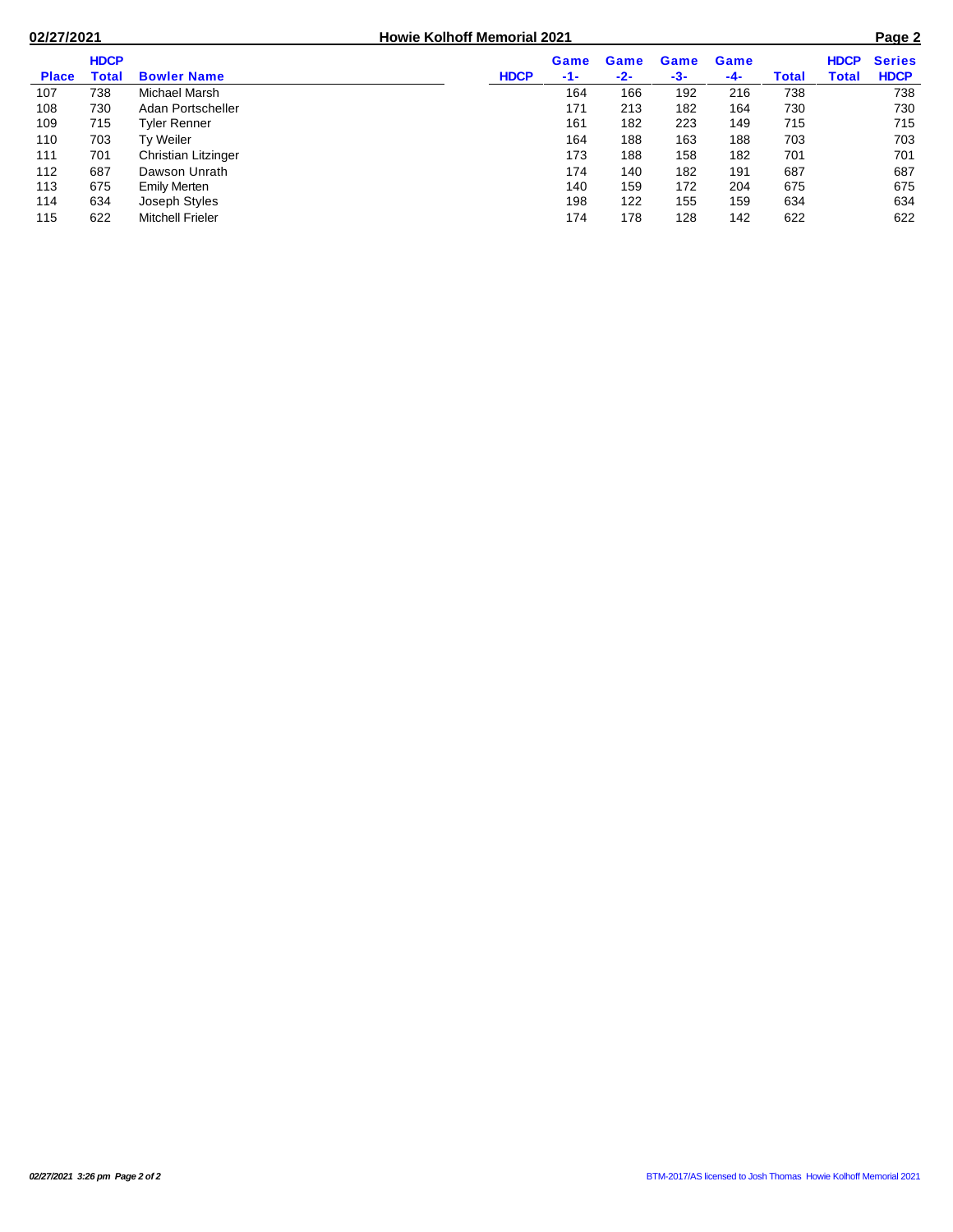| Place | HDCP Total | Bowler Name | HDCP | Game -1- | Game -2- | Game -3- | Game -4- | Total | HDCP Total | Series HDCP |
|---|---|---|---|---|---|---|---|---|---|---|
| 107 | 738 | Michael Marsh | | 164 | 166 | 192 | 216 | 738 | | 738 |
| 108 | 730 | Adan Portscheller | | 171 | 213 | 182 | 164 | 730 | | 730 |
| 109 | 715 | Tyler Renner | | 161 | 182 | 223 | 149 | 715 | | 715 |
| 110 | 703 | Ty Weiler | | 164 | 188 | 163 | 188 | 703 | | 703 |
| 111 | 701 | Christian Litzinger | | 173 | 188 | 158 | 182 | 701 | | 701 |
| 112 | 687 | Dawson Unrath | | 174 | 140 | 182 | 191 | 687 | | 687 |
| 113 | 675 | Emily Merten | | 140 | 159 | 172 | 204 | 675 | | 675 |
| 114 | 634 | Joseph Styles | | 198 | 122 | 155 | 159 | 634 | | 634 |
| 115 | 622 | Mitchell Frieler | | 174 | 178 | 128 | 142 | 622 | | 622 |